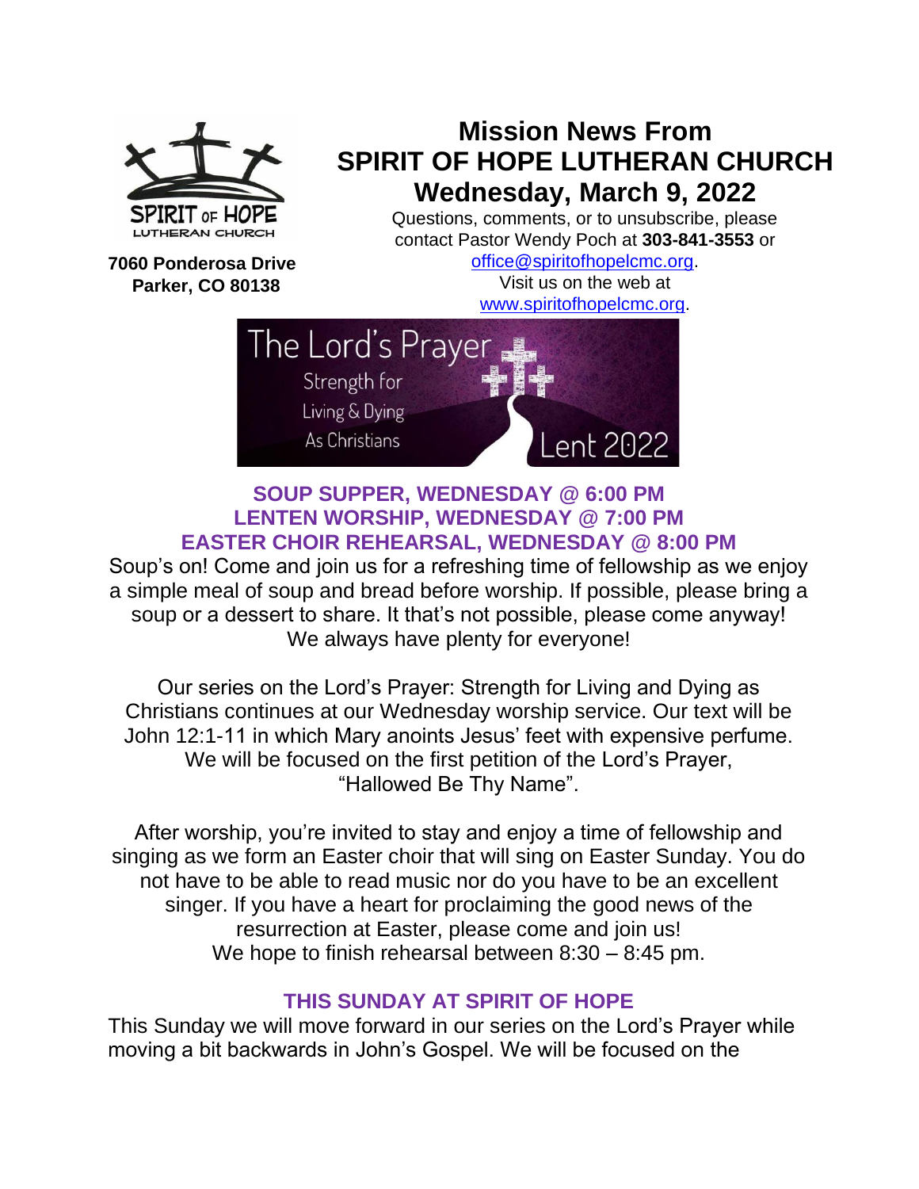SPIRIT OF HOPE
LUTHERAN CHURCH

**7060 Ponderosa Drive**
**Parker, CO 80138**

# Mission News From SPIRIT OF HOPE LUTHERAN CHURCH Wednesday, March 9, 2022

Questions, comments, or to unsubscribe, please contact Pastor Wendy Poch at **303-841-3553** or office@spiritofhopelcmc.org.
Visit us on the web at www.spiritofhopelcmc.org.

The Lord's Prayer
Strength for Living & Dying As Christians
Lent 2022

## SOUP SUPPER, WEDNESDAY @ 6:00 PM
## LENTEN WORSHIP, WEDNESDAY @ 7:00 PM
## EASTER CHOIR REHEARSAL, WEDNESDAY @ 8:00 PM

Soup's on! Come and join us for a refreshing time of fellowship as we enjoy a simple meal of soup and bread before worship. If possible, please bring a soup or a dessert to share. It that's not possible, please come anyway! We always have plenty for everyone!

Our series on the Lord's Prayer: Strength for Living and Dying as Christians continues at our Wednesday worship service. Our text will be John 12:1-11 in which Mary anoints Jesus' feet with expensive perfume. We will be focused on the first petition of the Lord's Prayer, "Hallowed Be Thy Name".

After worship, you're invited to stay and enjoy a time of fellowship and singing as we form an Easter choir that will sing on Easter Sunday. You do not have to be able to read music nor do you have to be an excellent singer. If you have a heart for proclaiming the good news of the resurrection at Easter, please come and join us!
We hope to finish rehearsal between 8:30 – 8:45 pm.

## THIS SUNDAY AT SPIRIT OF HOPE

This Sunday we will move forward in our series on the Lord's Prayer while moving a bit backwards in John's Gospel. We will be focused on the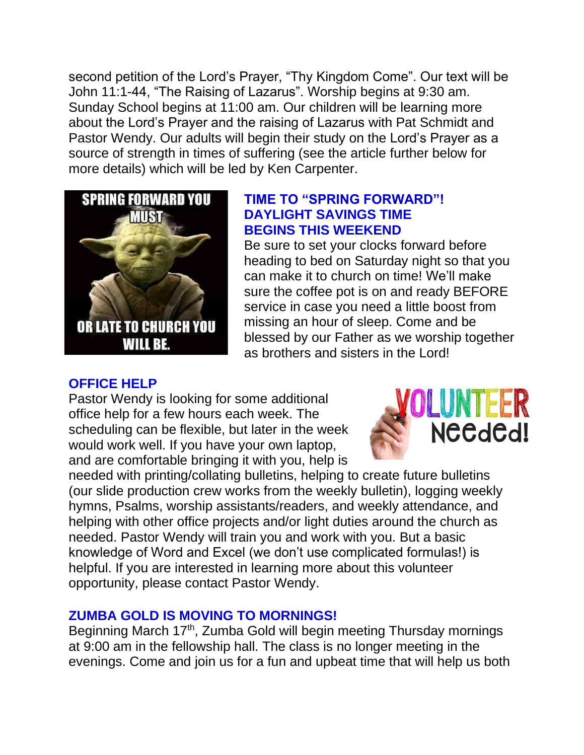second petition of the Lord's Prayer, "Thy Kingdom Come". Our text will be John 11:1-44, "The Raising of Lazarus". Worship begins at 9:30 am. Sunday School begins at 11:00 am. Our children will be learning more about the Lord's Prayer and the raising of Lazarus with Pat Schmidt and Pastor Wendy. Our adults will begin their study on the Lord's Prayer as a source of strength in times of suffering (see the article further below for more details) which will be led by Ken Carpenter.

## TIME TO "SPRING FORWARD"! DAYLIGHT SAVINGS TIME BEGINS THIS WEEKEND

Be sure to set your clocks forward before heading to bed on Saturday night so that you can make it to church on time! We'll make sure the coffee pot is on and ready BEFORE service in case you need a little boost from missing an hour of sleep. Come and be blessed by our Father as we worship together as brothers and sisters in the Lord!

## OFFICE HELP

Pastor Wendy is looking for some additional office help for a few hours each week. The scheduling can be flexible, but later in the week would work well. If you have your own laptop, and are comfortable bringing it with you, help is needed with printing/collating bulletins, helping to create future bulletins (our slide production crew works from the weekly bulletin), logging weekly hymns, Psalms, worship assistants/readers, and weekly attendance, and helping with other office projects and/or light duties around the church as needed. Pastor Wendy will train you and work with you. But a basic knowledge of Word and Excel (we don't use complicated formulas!) is helpful. If you are interested in learning more about this volunteer opportunity, please contact Pastor Wendy.

## ZUMBA GOLD IS MOVING TO MORNINGS!

Beginning March 17th, Zumba Gold will begin meeting Thursday mornings at 9:00 am in the fellowship hall. The class is no longer meeting in the evenings. Come and join us for a fun and upbeat time that will help us both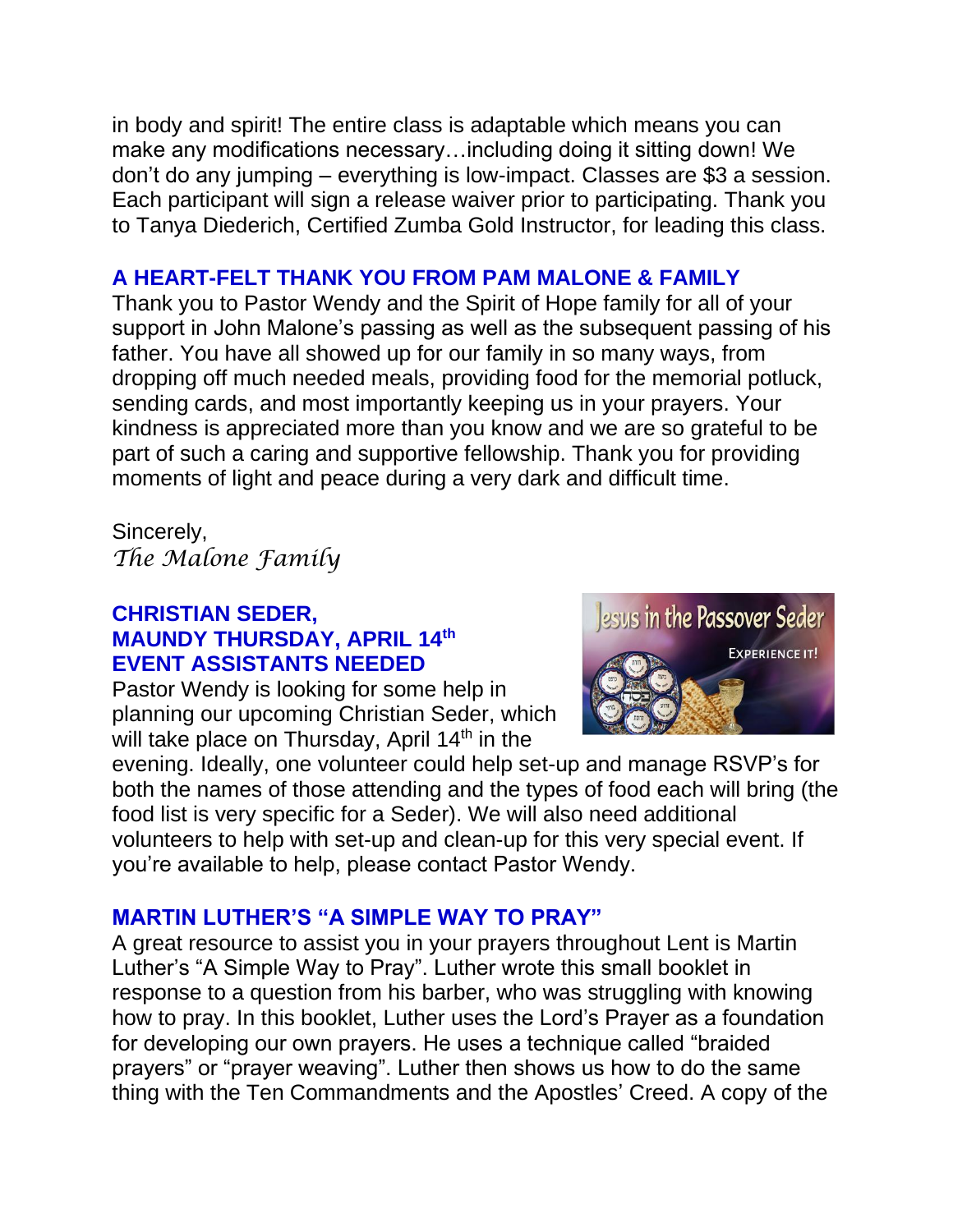in body and spirit! The entire class is adaptable which means you can make any modifications necessary…including doing it sitting down! We don't do any jumping – everything is low-impact. Classes are $3 a session. Each participant will sign a release waiver prior to participating. Thank you to Tanya Diederich, Certified Zumba Gold Instructor, for leading this class.

**A HEART-FELT THANK YOU FROM PAM MALONE & FAMILY**

Thank you to Pastor Wendy and the Spirit of Hope family for all of your support in John Malone's passing as well as the subsequent passing of his father. You have all showed up for our family in so many ways, from dropping off much needed meals, providing food for the memorial potluck, sending cards, and most importantly keeping us in your prayers. Your kindness is appreciated more than you know and we are so grateful to be part of such a caring and supportive fellowship. Thank you for providing moments of light and peace during a very dark and difficult time.

Sincerely,
*The Malone Family*

**CHRISTIAN SEDER,**
**MAUNDY THURSDAY, APRIL 14th**
**EVENT ASSISTANTS NEEDED**

Pastor Wendy is looking for some help in planning our upcoming Christian Seder, which will take place on Thursday, April 14th in the evening. Ideally, one volunteer could help set-up and manage RSVP's for both the names of those attending and the types of food each will bring (the food list is very specific for a Seder). We will also need additional volunteers to help with set-up and clean-up for this very special event. If you're available to help, please contact Pastor Wendy.

**MARTIN LUTHER'S "A SIMPLE WAY TO PRAY"**

A great resource to assist you in your prayers throughout Lent is Martin Luther's "A Simple Way to Pray". Luther wrote this small booklet in response to a question from his barber, who was struggling with knowing how to pray. In this booklet, Luther uses the Lord's Prayer as a foundation for developing our own prayers. He uses a technique called "braided prayers" or "prayer weaving". Luther then shows us how to do the same thing with the Ten Commandments and the Apostles' Creed. A copy of the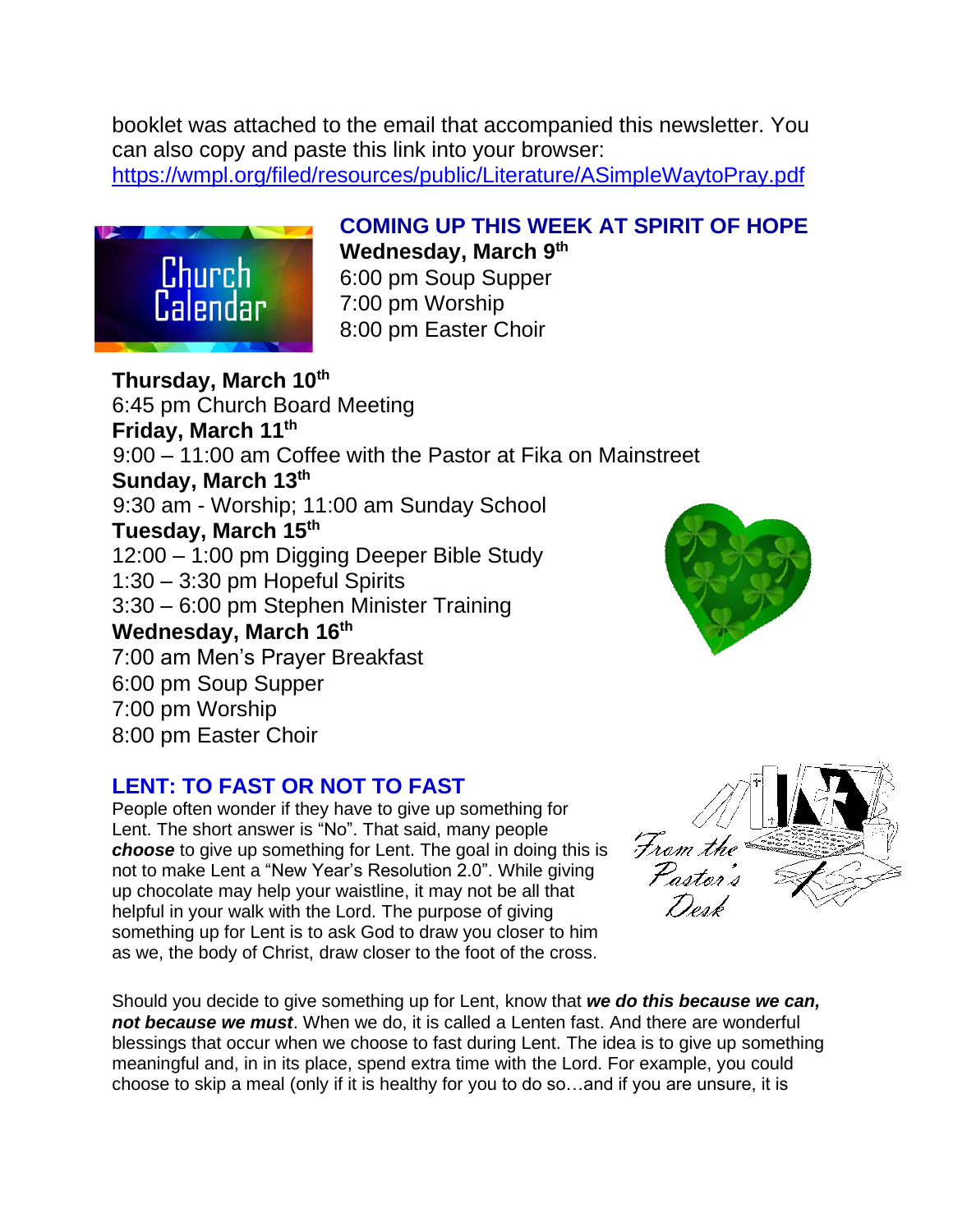booklet was attached to the email that accompanied this newsletter. You can also copy and paste this link into your browser: https://wmpl.org/filed/resources/public/Literature/ASimpleWaytoPray.pdf

## COMING UP THIS WEEK AT SPIRIT OF HOPE

**Wednesday, March 9th**
6:00 pm Soup Supper
7:00 pm Worship
8:00 pm Easter Choir

**Thursday, March 10th**
6:45 pm Church Board Meeting

**Friday, March 11th**
9:00 – 11:00 am Coffee with the Pastor at Fika on Mainstreet

**Sunday, March 13th**
9:30 am - Worship; 11:00 am Sunday School

**Tuesday, March 15th**
12:00 – 1:00 pm Digging Deeper Bible Study
1:30 – 3:30 pm Hopeful Spirits
3:30 – 6:00 pm Stephen Minister Training

**Wednesday, March 16th**
7:00 am Men's Prayer Breakfast
6:00 pm Soup Supper
7:00 pm Worship
8:00 pm Easter Choir

## LENT: TO FAST OR NOT TO FAST

People often wonder if they have to give up something for Lent. The short answer is "No". That said, many people ***choose*** to give up something for Lent. The goal in doing this is not to make Lent a "New Year's Resolution 2.0". While giving up chocolate may help your waistline, it may not be all that helpful in your walk with the Lord. The purpose of giving something up for Lent is to ask God to draw you closer to him as we, the body of Christ, draw closer to the foot of the cross.

Should you decide to give something up for Lent, know that ***we do this because we can, not because we must***. When we do, it is called a Lenten fast. And there are wonderful blessings that occur when we choose to fast during Lent. The idea is to give up something meaningful and, in in its place, spend extra time with the Lord. For example, you could choose to skip a meal (only if it is healthy for you to do so…and if you are unsure, it is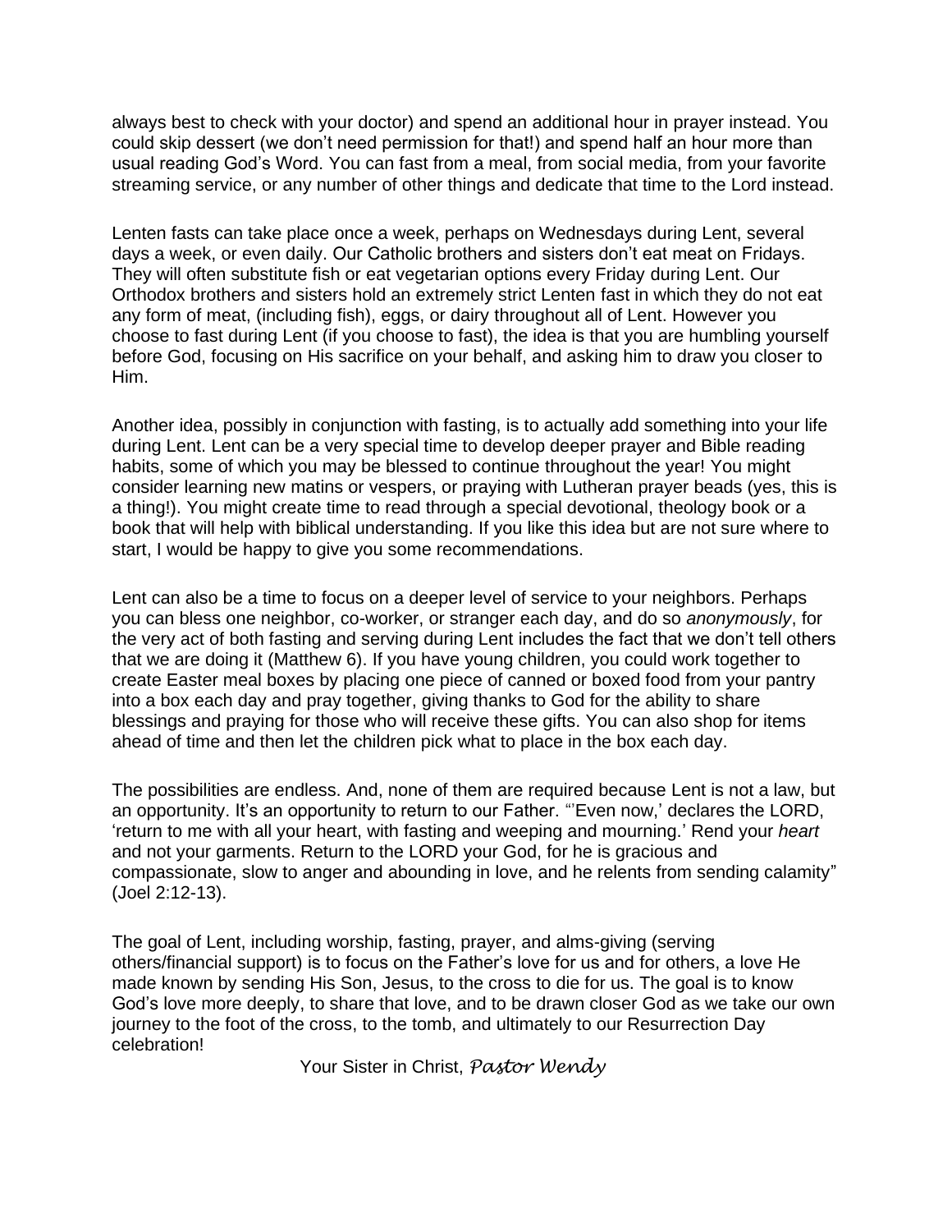always best to check with your doctor) and spend an additional hour in prayer instead. You could skip dessert (we don't need permission for that!) and spend half an hour more than usual reading God's Word. You can fast from a meal, from social media, from your favorite streaming service, or any number of other things and dedicate that time to the Lord instead.

Lenten fasts can take place once a week, perhaps on Wednesdays during Lent, several days a week, or even daily. Our Catholic brothers and sisters don't eat meat on Fridays. They will often substitute fish or eat vegetarian options every Friday during Lent. Our Orthodox brothers and sisters hold an extremely strict Lenten fast in which they do not eat any form of meat, (including fish), eggs, or dairy throughout all of Lent. However you choose to fast during Lent (if you choose to fast), the idea is that you are humbling yourself before God, focusing on His sacrifice on your behalf, and asking him to draw you closer to Him.

Another idea, possibly in conjunction with fasting, is to actually add something into your life during Lent. Lent can be a very special time to develop deeper prayer and Bible reading habits, some of which you may be blessed to continue throughout the year! You might consider learning new matins or vespers, or praying with Lutheran prayer beads (yes, this is a thing!). You might create time to read through a special devotional, theology book or a book that will help with biblical understanding. If you like this idea but are not sure where to start, I would be happy to give you some recommendations.

Lent can also be a time to focus on a deeper level of service to your neighbors. Perhaps you can bless one neighbor, co-worker, or stranger each day, and do so *anonymously*, for the very act of both fasting and serving during Lent includes the fact that we don't tell others that we are doing it (Matthew 6). If you have young children, you could work together to create Easter meal boxes by placing one piece of canned or boxed food from your pantry into a box each day and pray together, giving thanks to God for the ability to share blessings and praying for those who will receive these gifts. You can also shop for items ahead of time and then let the children pick what to place in the box each day.

The possibilities are endless. And, none of them are required because Lent is not a law, but an opportunity. It's an opportunity to return to our Father. "'Even now,' declares the LORD, 'return to me with all your heart, with fasting and weeping and mourning.' Rend your *heart* and not your garments. Return to the LORD your God, for he is gracious and compassionate, slow to anger and abounding in love, and he relents from sending calamity" (Joel 2:12-13).

The goal of Lent, including worship, fasting, prayer, and alms-giving (serving others/financial support) is to focus on the Father's love for us and for others, a love He made known by sending His Son, Jesus, to the cross to die for us. The goal is to know God's love more deeply, to share that love, and to be drawn closer God as we take our own journey to the foot of the cross, to the tomb, and ultimately to our Resurrection Day celebration!

Your Sister in Christ, *Pastor Wendy*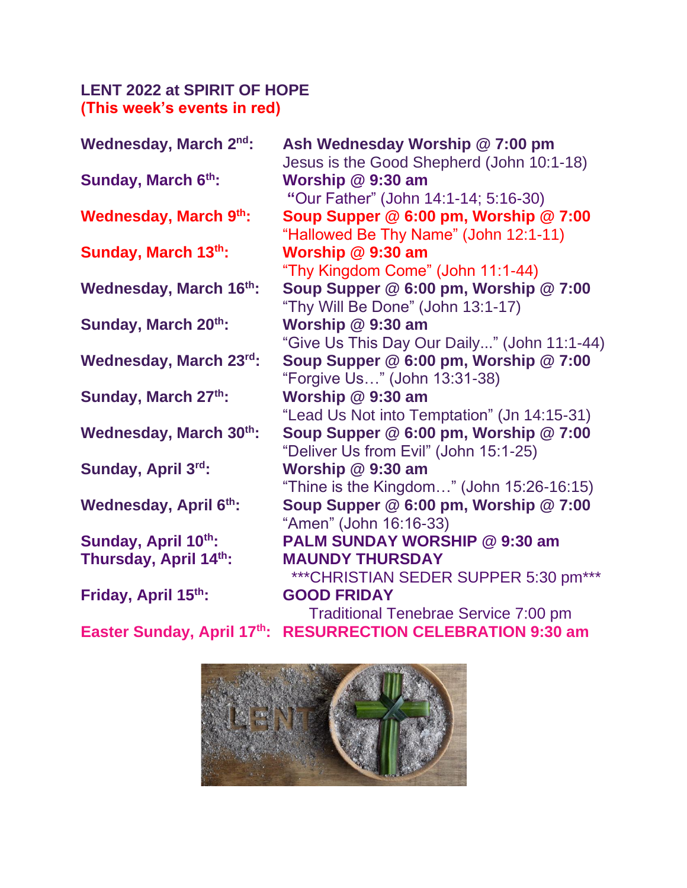**LENT 2022 at SPIRIT OF HOPE**
**(This week's events in red)**

| | |
|---|---|
| **Wednesday, March 2nd:** | **Ash Wednesday Worship @ 7:00 pm**<br>Jesus is the Good Shepherd (John 10:1-18) |
| **Sunday, March 6th:** | **Worship @ 9:30 am**<br>"Our Father" (John 14:1-14; 5:16-30) |
| **Wednesday, March 9th:** | **Soup Supper @ 6:00 pm, Worship @ 7:00**<br>"Hallowed Be Thy Name" (John 12:1-11) |
| **Sunday, March 13th:** | **Worship @ 9:30 am**<br>"Thy Kingdom Come" (John 11:1-44) |
| **Wednesday, March 16th:** | **Soup Supper @ 6:00 pm, Worship @ 7:00**<br>"Thy Will Be Done" (John 13:1-17) |
| **Sunday, March 20th:** | **Worship @ 9:30 am**<br>"Give Us This Day Our Daily..." (John 11:1-44) |
| **Wednesday, March 23rd:** | **Soup Supper @ 6:00 pm, Worship @ 7:00**<br>"Forgive Us…" (John 13:31-38) |
| **Sunday, March 27th:** | **Worship @ 9:30 am**<br>"Lead Us Not into Temptation" (Jn 14:15-31) |
| **Wednesday, March 30th:** | **Soup Supper @ 6:00 pm, Worship @ 7:00**<br>"Deliver Us from Evil" (John 15:1-25) |
| **Sunday, April 3rd:** | **Worship @ 9:30 am**<br>"Thine is the Kingdom…" (John 15:26-16:15) |
| **Wednesday, April 6th:** | **Soup Supper @ 6:00 pm, Worship @ 7:00**<br>"Amen" (John 16:16-33) |
| **Sunday, April 10th:** | **PALM SUNDAY WORSHIP @ 9:30 am** |
| **Thursday, April 14th:** | **MAUNDY THURSDAY**<br>\*\*\*CHRISTIAN SEDER SUPPER 5:30 pm\*\*\* |
| **Friday, April 15th:** | **GOOD FRIDAY**<br>Traditional Tenebrae Service 7:00 pm |
| **Easter Sunday, April 17th:** | **RESURRECTION CELEBRATION 9:30 am** |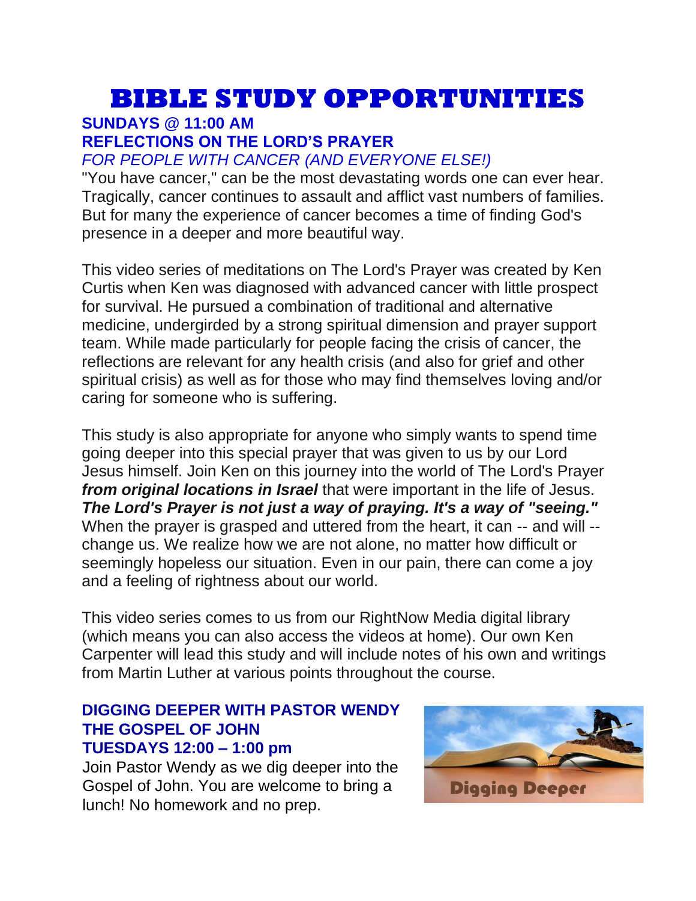# BIBLE STUDY OPPORTUNITIES

**SUNDAYS @ 11:00 AM**
**REFLECTIONS ON THE LORD'S PRAYER**
*FOR PEOPLE WITH CANCER (AND EVERYONE ELSE!)*

"You have cancer," can be the most devastating words one can ever hear. Tragically, cancer continues to assault and afflict vast numbers of families. But for many the experience of cancer becomes a time of finding God's presence in a deeper and more beautiful way.

This video series of meditations on The Lord's Prayer was created by Ken Curtis when Ken was diagnosed with advanced cancer with little prospect for survival. He pursued a combination of traditional and alternative medicine, undergirded by a strong spiritual dimension and prayer support team. While made particularly for people facing the crisis of cancer, the reflections are relevant for any health crisis (and also for grief and other spiritual crisis) as well as for those who may find themselves loving and/or caring for someone who is suffering.

This study is also appropriate for anyone who simply wants to spend time going deeper into this special prayer that was given to us by our Lord Jesus himself. Join Ken on this journey into the world of The Lord's Prayer ***from original locations in Israel*** that were important in the life of Jesus. ***The Lord's Prayer is not just a way of praying. It's a way of "seeing."*** When the prayer is grasped and uttered from the heart, it can -- and will -- change us. We realize how we are not alone, no matter how difficult or seemingly hopeless our situation. Even in our pain, there can come a joy and a feeling of rightness about our world.

This video series comes to us from our RightNow Media digital library (which means you can also access the videos at home). Our own Ken Carpenter will lead this study and will include notes of his own and writings from Martin Luther at various points throughout the course.

**DIGGING DEEPER WITH PASTOR WENDY**
**THE GOSPEL OF JOHN**
**TUESDAYS 12:00 – 1:00 pm**

Join Pastor Wendy as we dig deeper into the Gospel of John. You are welcome to bring a lunch! No homework and no prep.

Digging Deeper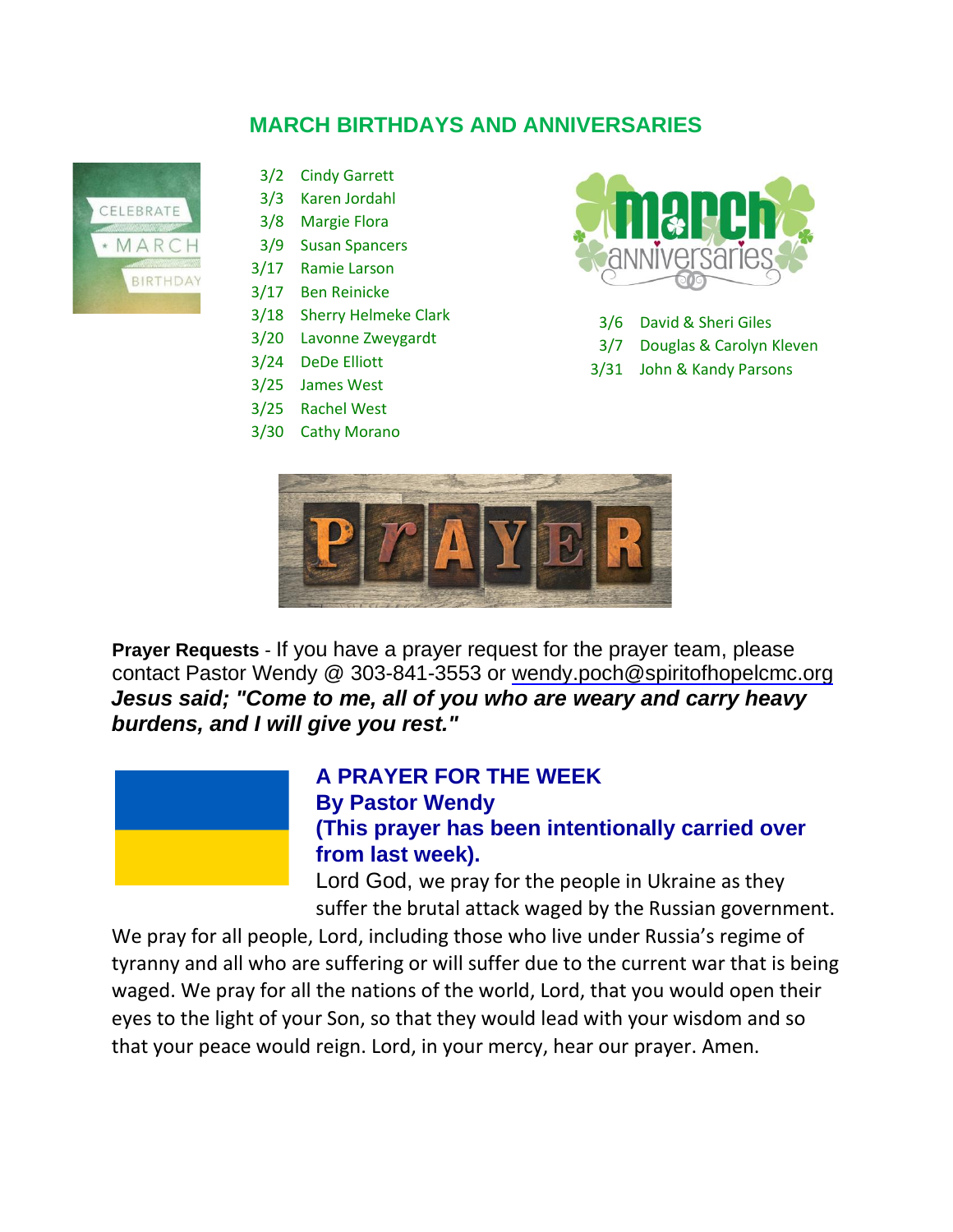## MARCH BIRTHDAYS AND ANNIVERSARIES

3/2 Cindy Garrett
3/3 Karen Jordahl
3/8 Margie Flora
3/9 Susan Spancers
3/17 Ramie Larson
3/17 Ben Reinicke
3/18 Sherry Helmeke Clark
3/20 Lavonne Zweygardt
3/24 DeDe Elliott
3/25 James West
3/25 Rachel West
3/30 Cathy Morano

3/6 David & Sheri Giles
3/7 Douglas & Carolyn Kleven
3/31 John & Kandy Parsons

**Prayer Requests** - If you have a prayer request for the prayer team, please contact Pastor Wendy @ 303-841-3553 or wendy.poch@spiritofhopelcmc.org
***Jesus said; "Come to me, all of you who are weary and carry heavy burdens, and I will give you rest."***

### A PRAYER FOR THE WEEK
### By Pastor Wendy
### (This prayer has been intentionally carried over from last week).

Lord God, we pray for the people in Ukraine as they suffer the brutal attack waged by the Russian government. We pray for all people, Lord, including those who live under Russia's regime of tyranny and all who are suffering or will suffer due to the current war that is being waged. We pray for all the nations of the world, Lord, that you would open their eyes to the light of your Son, so that they would lead with your wisdom and so that your peace would reign. Lord, in your mercy, hear our prayer. Amen.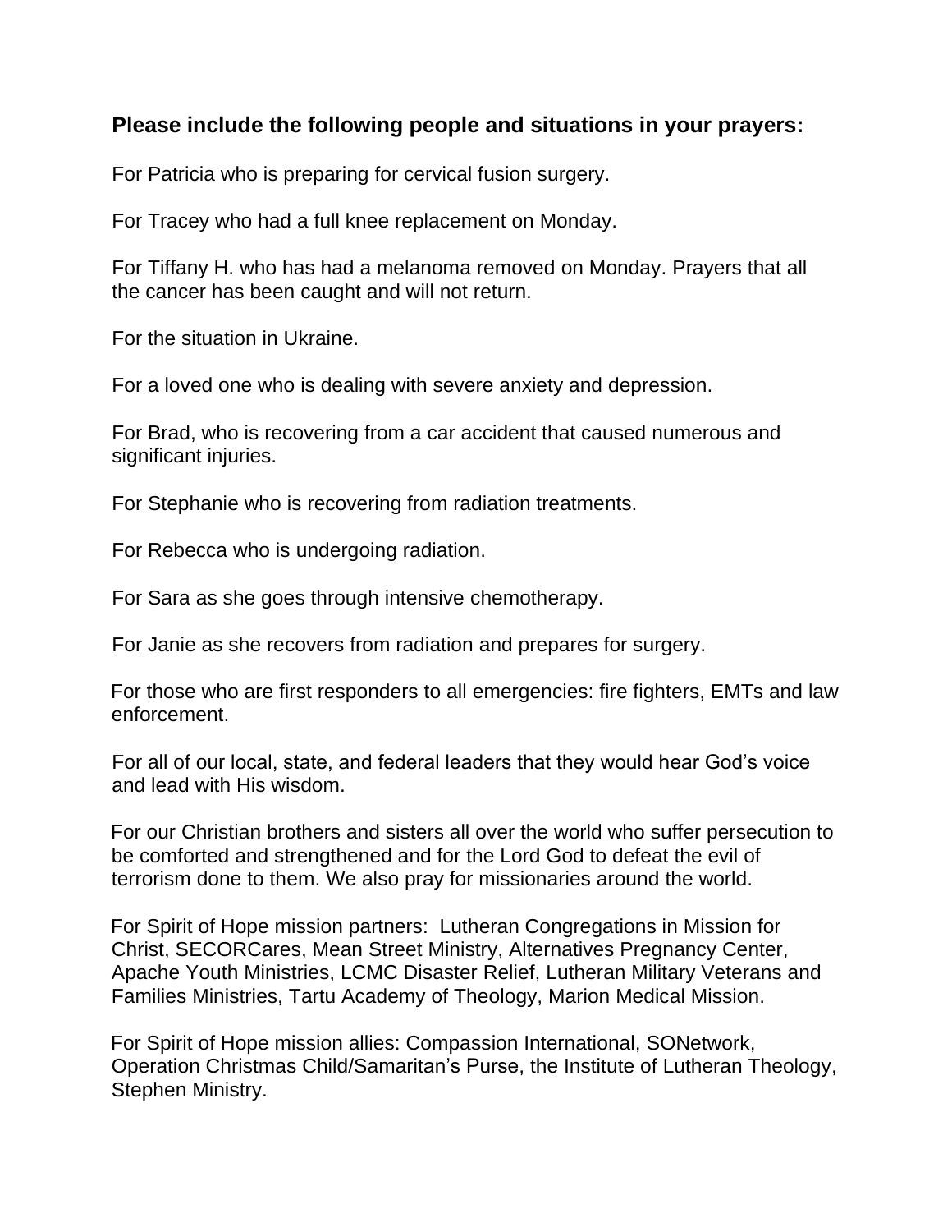**Please include the following people and situations in your prayers:**

For Patricia who is preparing for cervical fusion surgery.

For Tracey who had a full knee replacement on Monday.

For Tiffany H. who has had a melanoma removed on Monday. Prayers that all the cancer has been caught and will not return.

For the situation in Ukraine.

For a loved one who is dealing with severe anxiety and depression.

For Brad, who is recovering from a car accident that caused numerous and significant injuries.

For Stephanie who is recovering from radiation treatments.

For Rebecca who is undergoing radiation.

For Sara as she goes through intensive chemotherapy.

For Janie as she recovers from radiation and prepares for surgery.

For those who are first responders to all emergencies: fire fighters, EMTs and law enforcement.

For all of our local, state, and federal leaders that they would hear God's voice and lead with His wisdom.

For our Christian brothers and sisters all over the world who suffer persecution to be comforted and strengthened and for the Lord God to defeat the evil of terrorism done to them. We also pray for missionaries around the world.

For Spirit of Hope mission partners: Lutheran Congregations in Mission for Christ, SECORCares, Mean Street Ministry, Alternatives Pregnancy Center, Apache Youth Ministries, LCMC Disaster Relief, Lutheran Military Veterans and Families Ministries, Tartu Academy of Theology, Marion Medical Mission.

For Spirit of Hope mission allies: Compassion International, SONetwork, Operation Christmas Child/Samaritan's Purse, the Institute of Lutheran Theology, Stephen Ministry.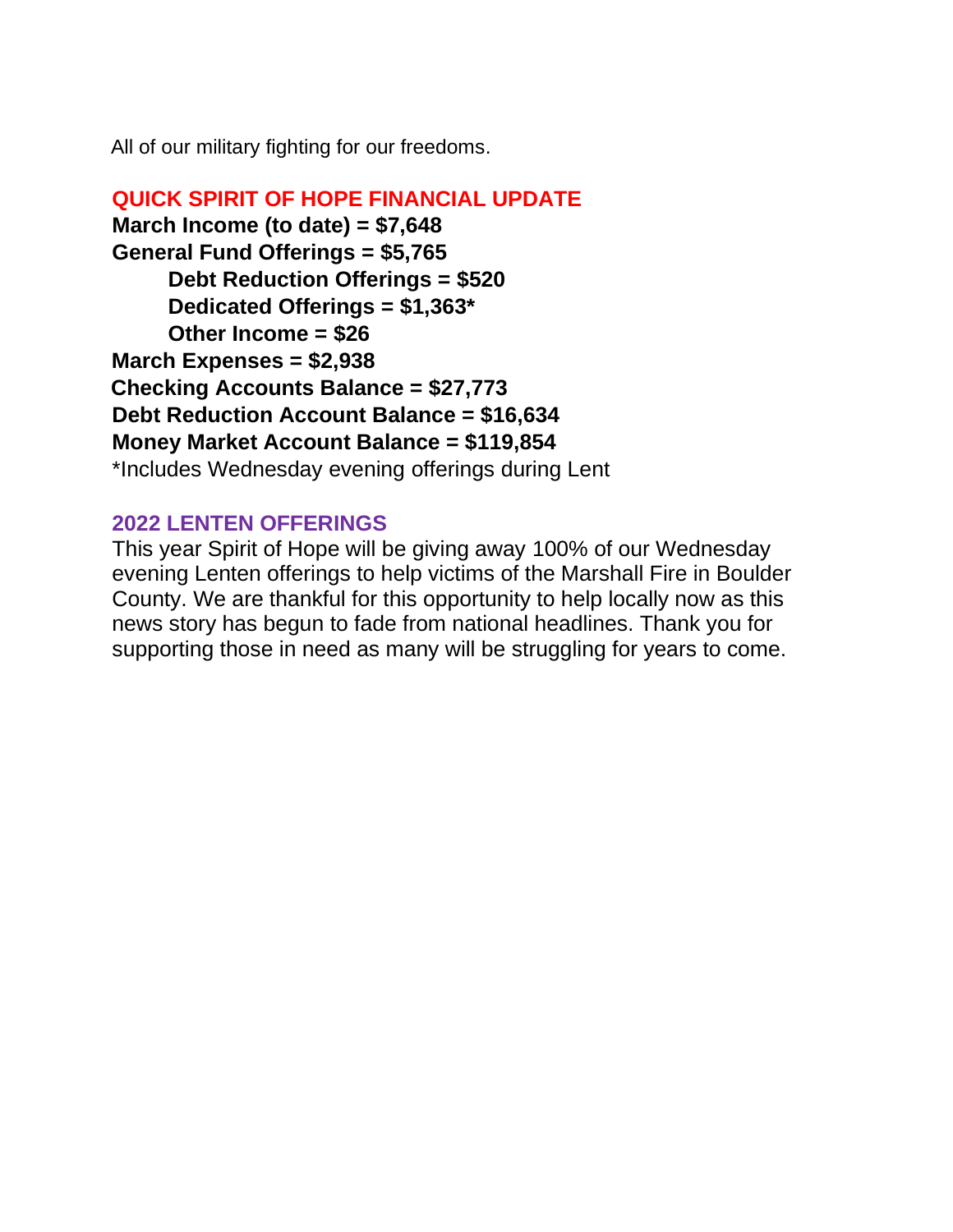All of our military fighting for our freedoms.

## QUICK SPIRIT OF HOPE FINANCIAL UPDATE

**March Income (to date) = $7,648**
**General Fund Offerings = $5,765**
- **Debt Reduction Offerings = $520**
- **Dedicated Offerings = $1,363***
- **Other Income = $26**

**March Expenses = $2,938**
**Checking Accounts Balance = $27,773**
**Debt Reduction Account Balance = $16,634**
**Money Market Account Balance = $119,854**
*Includes Wednesday evening offerings during Lent

## 2022 LENTEN OFFERINGS

This year Spirit of Hope will be giving away 100% of our Wednesday evening Lenten offerings to help victims of the Marshall Fire in Boulder County. We are thankful for this opportunity to help locally now as this news story has begun to fade from national headlines. Thank you for supporting those in need as many will be struggling for years to come.